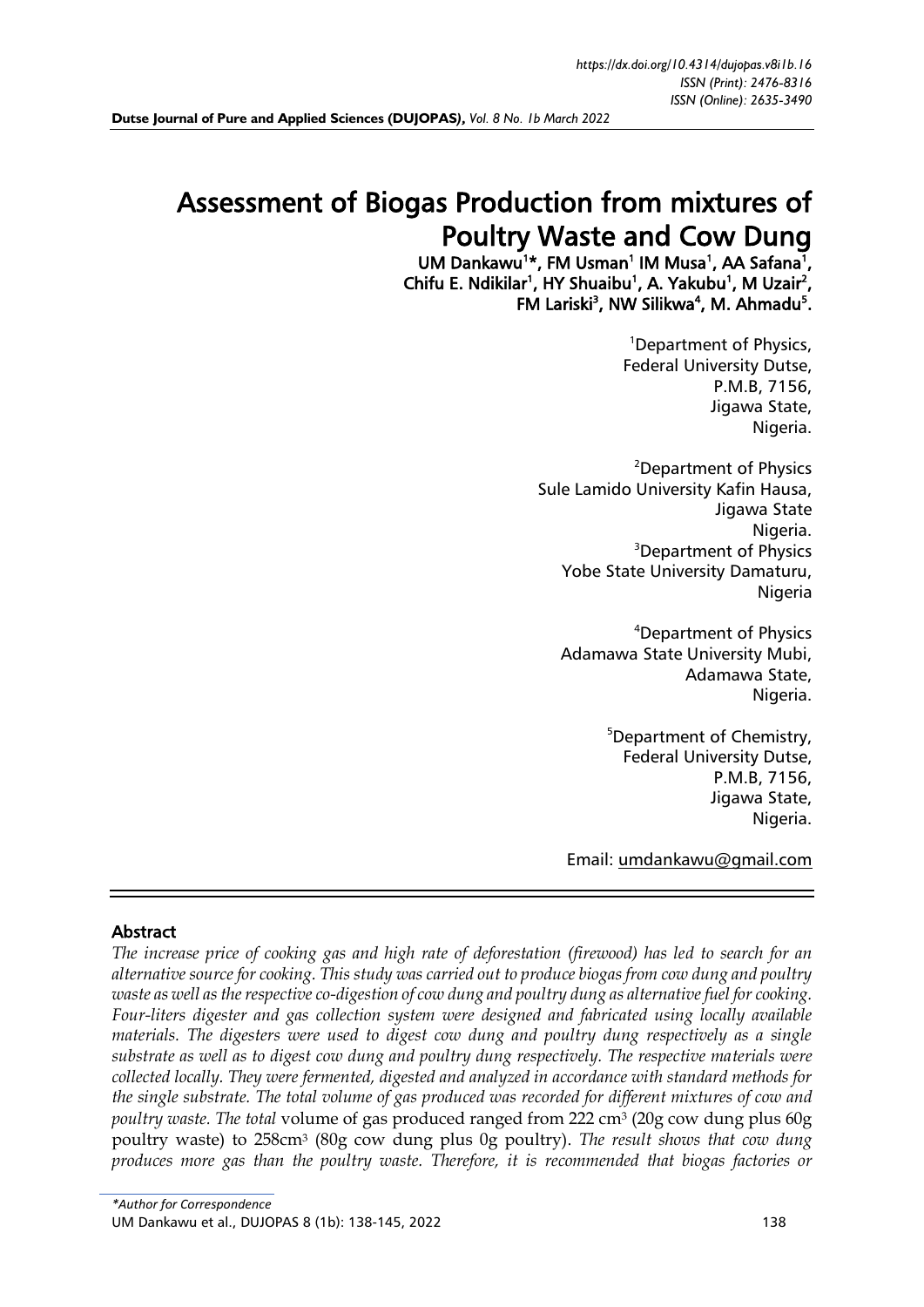https://dx.doi.org/10.4314/dujopas.v8i1b.16
ISSN (Print): 2476-8316
ISSN (Online): 2635-3490

**Dutse Journal of Pure and Applied Sciences (DUJOPAS),** *Vol. 8 No. 1b March 2022*

# Assessment of Biogas Production from mixtures of Poultry Waste and Cow Dung

**UM Dankawu[1]*, FM Usman[1] IM Musa[1], AA Safana[1], Chifu E. Ndikilar[1], HY Shuaibu[1], A. Yakubu[1], M Uzair[2], FM Lariski[3], NW Silikwa[4], M. Ahmadu[5].**

[1]Department of Physics,
Federal University Dutse,
P.M.B, 7156,
Jigawa State,
Nigeria.

[2]Department of Physics
Sule Lamido University Kafin Hausa,
Jigawa State
Nigeria.

[3]Department of Physics
Yobe State University Damaturu,
Nigeria

[4]Department of Physics
Adamawa State University Mubi,
Adamawa State,
Nigeria.

[5]Department of Chemistry,
Federal University Dutse,
P.M.B, 7156,
Jigawa State,
Nigeria.

Email: umdankawu@gmail.com

## Abstract

*The increase price of cooking gas and high rate of deforestation (firewood) has led to search for an alternative source for cooking. This study was carried out to produce biogas from cow dung and poultry waste as well as the respective co-digestion of cow dung and poultry dung as alternative fuel for cooking. Four-liters digester and gas collection system were designed and fabricated using locally available materials. The digesters were used to digest cow dung and poultry dung respectively as a single substrate as well as to digest cow dung and poultry dung respectively. The respective materials were collected locally. They were fermented, digested and analyzed in accordance with standard methods for the single substrate. The total volume of gas produced was recorded for different mixtures of cow and poultry waste. The total* volume of gas produced ranged from 222 cm$^3$ (20g cow dung plus 60g poultry waste) to 258cm$^3$ (80g cow dung plus 0g poultry). *The result shows that cow dung produces more gas than the poultry waste. Therefore, it is recommended that biogas factories or*

*\*Author for Correspondence*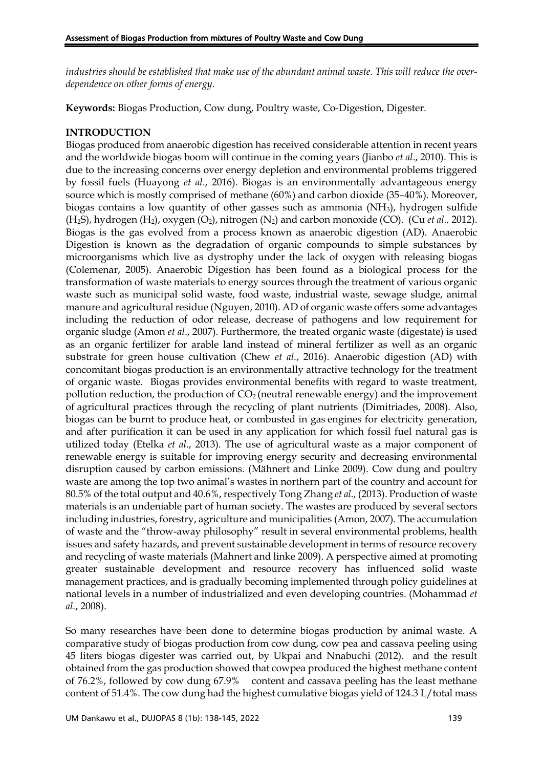*industries should be established that make use of the abundant animal waste. This will reduce the over-dependence on other forms of energy.*

**Keywords:** Biogas Production, Cow dung, Poultry waste, Co-Digestion, Digester.

## INTRODUCTION

Biogas produced from anaerobic digestion has received considerable attention in recent years and the worldwide biogas boom will continue in the coming years (Jianbo *et al*., 2010). This is due to the increasing concerns over energy depletion and environmental problems triggered by fossil fuels (Huayong *et al*., 2016). Biogas is an environmentally advantageous energy source which is mostly comprised of methane (60%) and carbon dioxide (35–40%). Moreover, biogas contains a low quantity of other gasses such as ammonia ($NH_3$), hydrogen sulfide ($H_2S$), hydrogen ($H_2$), oxygen ($O_2$), nitrogen ($N_2$) and carbon monoxide (CO). (Cu *et al.,* 2012). Biogas is the gas evolved from a process known as anaerobic digestion (AD). Anaerobic Digestion is known as the degradation of organic compounds to simple substances by microorganisms which live as dystrophy under the lack of oxygen with releasing biogas (Colemenar, 2005). Anaerobic Digestion has been found as a biological process for the transformation of waste materials to energy sources through the treatment of various organic waste such as municipal solid waste, food waste, industrial waste, sewage sludge, animal manure and agricultural residue (Nguyen, 2010). AD of organic waste offers some advantages including the reduction of odor release, decrease of pathogens and low requirement for organic sludge (Amon *et al*., 2007). Furthermore, the treated organic waste (digestate) is used as an organic fertilizer for arable land instead of mineral fertilizer as well as an organic substrate for green house cultivation (Chew *et al*., 2016). Anaerobic digestion (AD) with concomitant biogas production is an environmentally attractive technology for the treatment of organic waste. Biogas provides environmental benefits with regard to waste treatment, pollution reduction, the production of $CO_2$ (neutral renewable energy) and the improvement of agricultural practices through the recycling of plant nutrients (Dimitriades, 2008). Also, biogas can be burnt to produce heat, or combusted in gas engines for electricity generation, and after purification it can be used in any application for which fossil fuel natural gas is utilized today (Etelka *et al*., 2013). The use of agricultural waste as a major component of renewable energy is suitable for improving energy security and decreasing environmental disruption caused by carbon emissions. (Mähnert and Linke 2009). Cow dung and poultry waste are among the top two animal's wastes in northern part of the country and account for 80.5% of the total output and 40.6%, respectively Tong Zhang *et al.,* (2013). Production of waste materials is an undeniable part of human society. The wastes are produced by several sectors including industries, forestry, agriculture and municipalities (Amon, 2007). The accumulation of waste and the "throw-away philosophy" result in several environmental problems, health issues and safety hazards, and prevent sustainable development in terms of resource recovery and recycling of waste materials (Mahnert and linke 2009). A perspective aimed at promoting greater sustainable development and resource recovery has influenced solid waste management practices, and is gradually becoming implemented through policy guidelines at national levels in a number of industrialized and even developing countries. (Mohammad *et al*., 2008).

So many researches have been done to determine biogas production by animal waste. A comparative study of biogas production from cow dung, cow pea and cassava peeling using 45 liters biogas digester was carried out, by Ukpai and Nnabuchi (2012). and the result obtained from the gas production showed that cowpea produced the highest methane content of 76.2%, followed by cow dung 67.9% content and cassava peeling has the least methane content of 51.4%. The cow dung had the highest cumulative biogas yield of 124.3 L/total mass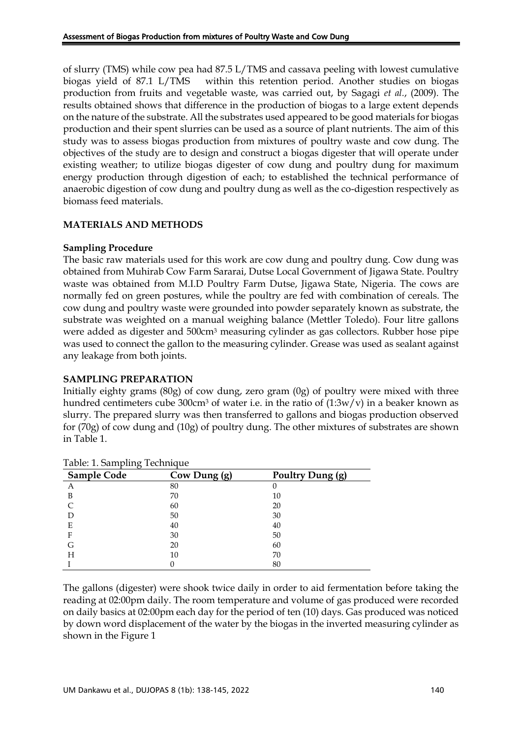of slurry (TMS) while cow pea had 87.5 L/TMS and cassava peeling with lowest cumulative biogas yield of 87.1 L/TMS within this retention period. Another studies on biogas production from fruits and vegetable waste, was carried out, by Sagagi *et al.*, (2009). The results obtained shows that difference in the production of biogas to a large extent depends on the nature of the substrate. All the substrates used appeared to be good materials for biogas production and their spent slurries can be used as a source of plant nutrients. The aim of this study was to assess biogas production from mixtures of poultry waste and cow dung. The objectives of the study are to design and construct a biogas digester that will operate under existing weather; to utilize biogas digester of cow dung and poultry dung for maximum energy production through digestion of each; to established the technical performance of anaerobic digestion of cow dung and poultry dung as well as the co-digestion respectively as biomass feed materials.

## MATERIALS AND METHODS

### Sampling Procedure

The basic raw materials used for this work are cow dung and poultry dung. Cow dung was obtained from Muhirab Cow Farm Sararai, Dutse Local Government of Jigawa State. Poultry waste was obtained from M.I.D Poultry Farm Dutse, Jigawa State, Nigeria. The cows are normally fed on green postures, while the poultry are fed with combination of cereals. The cow dung and poultry waste were grounded into powder separately known as substrate, the substrate was weighted on a manual weighing balance (Mettler Toledo). Four litre gallons were added as digester and 500cm$^3$ measuring cylinder as gas collectors. Rubber hose pipe was used to connect the gallon to the measuring cylinder. Grease was used as sealant against any leakage from both joints.

### SAMPLING PREPARATION

Initially eighty grams (80g) of cow dung, zero gram (0g) of poultry were mixed with three hundred centimeters cube 300cm$^3$ of water i.e. in the ratio of (1:3w/v) in a beaker known as slurry. The prepared slurry was then transferred to gallons and biogas production observed for (70g) of cow dung and (10g) of poultry dung. The other mixtures of substrates are shown in Table 1.

Table: 1. Sampling Technique

| Sample Code | Cow Dung (g) | Poultry Dung (g) |
|---|---|---|
| A | 80 | 0 |
| B | 70 | 10 |
| C | 60 | 20 |
| D | 50 | 30 |
| E | 40 | 40 |
| F | 30 | 50 |
| G | 20 | 60 |
| H | 10 | 70 |
| I | 0 | 80 |

The gallons (digester) were shook twice daily in order to aid fermentation before taking the reading at 02:00pm daily. The room temperature and volume of gas produced were recorded on daily basics at 02:00pm each day for the period of ten (10) days. Gas produced was noticed by down word displacement of the water by the biogas in the inverted measuring cylinder as shown in the Figure 1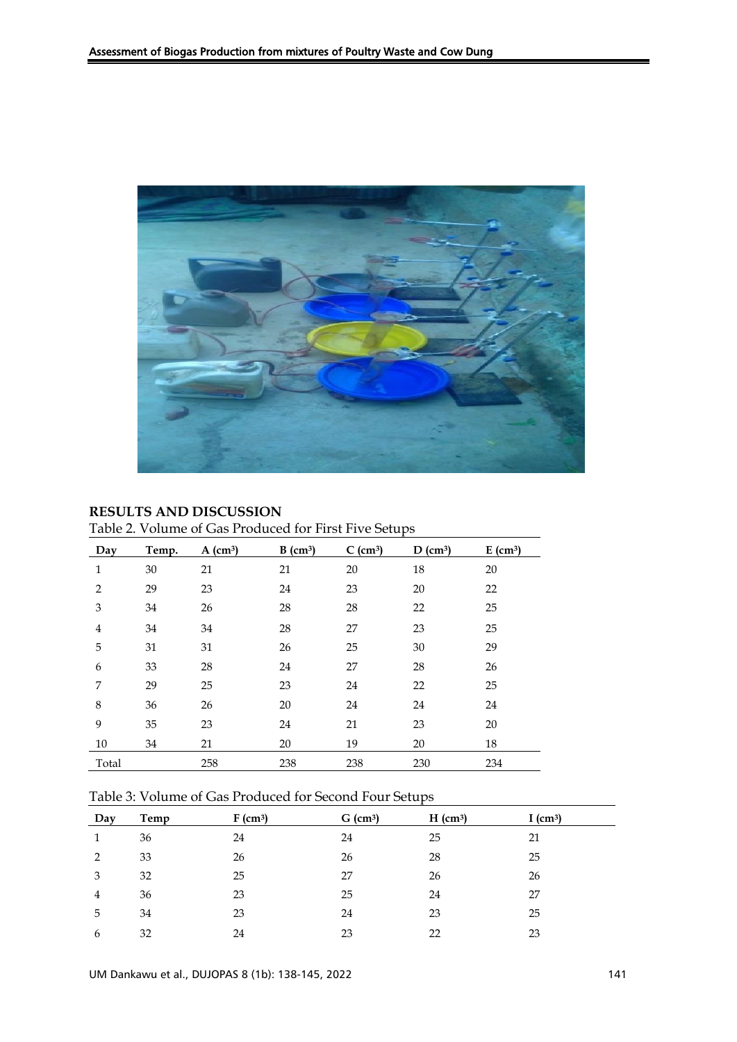## RESULTS AND DISCUSSION

Table 2. Volume of Gas Produced for First Five Setups

| Day | Temp. | A ($cm^3$) | B ($cm^3$) | C ($cm^3$) | D ($cm^3$) | E ($cm^3$) |
|---|---|---|---|---|---|---|
| 1 | 30 | 21 | 21 | 20 | 18 | 20 |
| 2 | 29 | 23 | 24 | 23 | 20 | 22 |
| 3 | 34 | 26 | 28 | 28 | 22 | 25 |
| 4 | 34 | 34 | 28 | 27 | 23 | 25 |
| 5 | 31 | 31 | 26 | 25 | 30 | 29 |
| 6 | 33 | 28 | 24 | 27 | 28 | 26 |
| 7 | 29 | 25 | 23 | 24 | 22 | 25 |
| 8 | 36 | 26 | 20 | 24 | 24 | 24 |
| 9 | 35 | 23 | 24 | 21 | 23 | 20 |
| 10 | 34 | 21 | 20 | 19 | 20 | 18 |
| Total | | 258 | 238 | 238 | 230 | 234 |

Table 3: Volume of Gas Produced for Second Four Setups

| Day | Temp | F ($cm^3$) | G ($cm^3$) | H ($cm^3$) | I ($cm^3$) |
|---|---|---|---|---|---|
| 1 | 36 | 24 | 24 | 25 | 21 |
| 2 | 33 | 26 | 26 | 28 | 25 |
| 3 | 32 | 25 | 27 | 26 | 26 |
| 4 | 36 | 23 | 25 | 24 | 27 |
| 5 | 34 | 23 | 24 | 23 | 25 |
| 6 | 32 | 24 | 23 | 22 | 23 |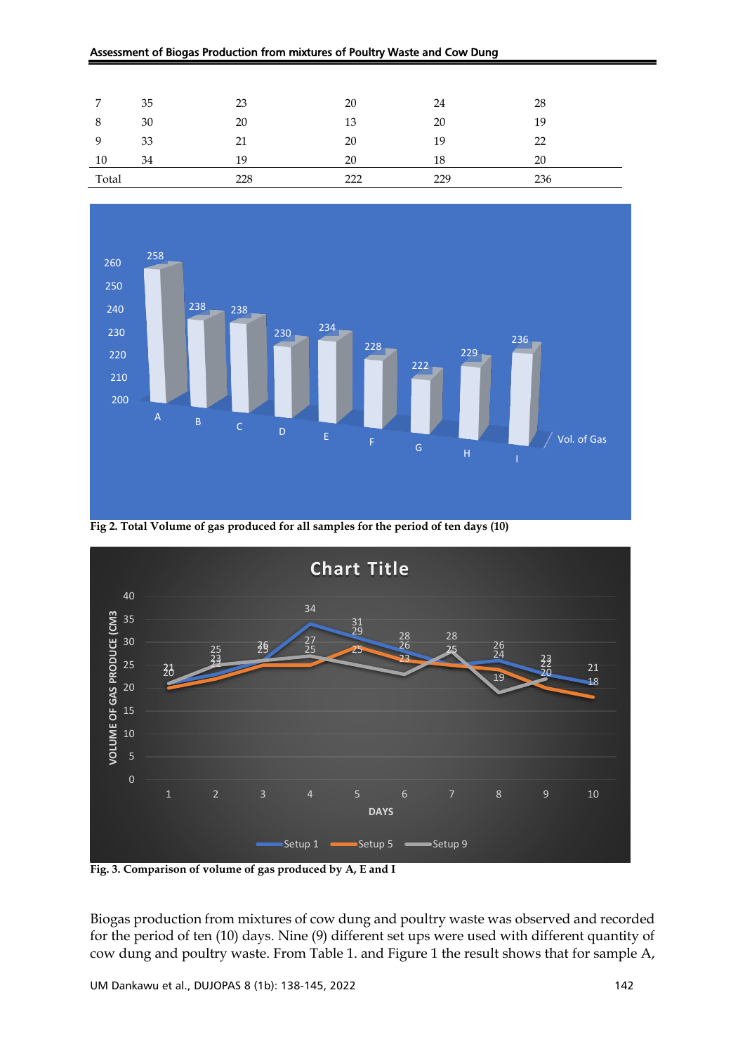| | | | | | |
|---|---|---|---|---|---|
| 7 | 35 | 23 | 20 | 24 | 28 |
| 8 | 30 | 20 | 13 | 20 | 19 |
| 9 | 33 | 21 | 20 | 19 | 22 |
| 10 | 34 | 19 | 20 | 18 | 20 |
| Total | | 228 | 222 | 229 | 236 |

**Fig 2. Total Volume of gas produced for all samples for the period of ten days (10)**

**Fig. 3. Comparison of volume of gas produced by A, E and I**

Biogas production from mixtures of cow dung and poultry waste was observed and recorded for the period of ten (10) days. Nine (9) different set ups were used with different quantity of cow dung and poultry waste. From Table 1. and Figure 1 the result shows that for sample A,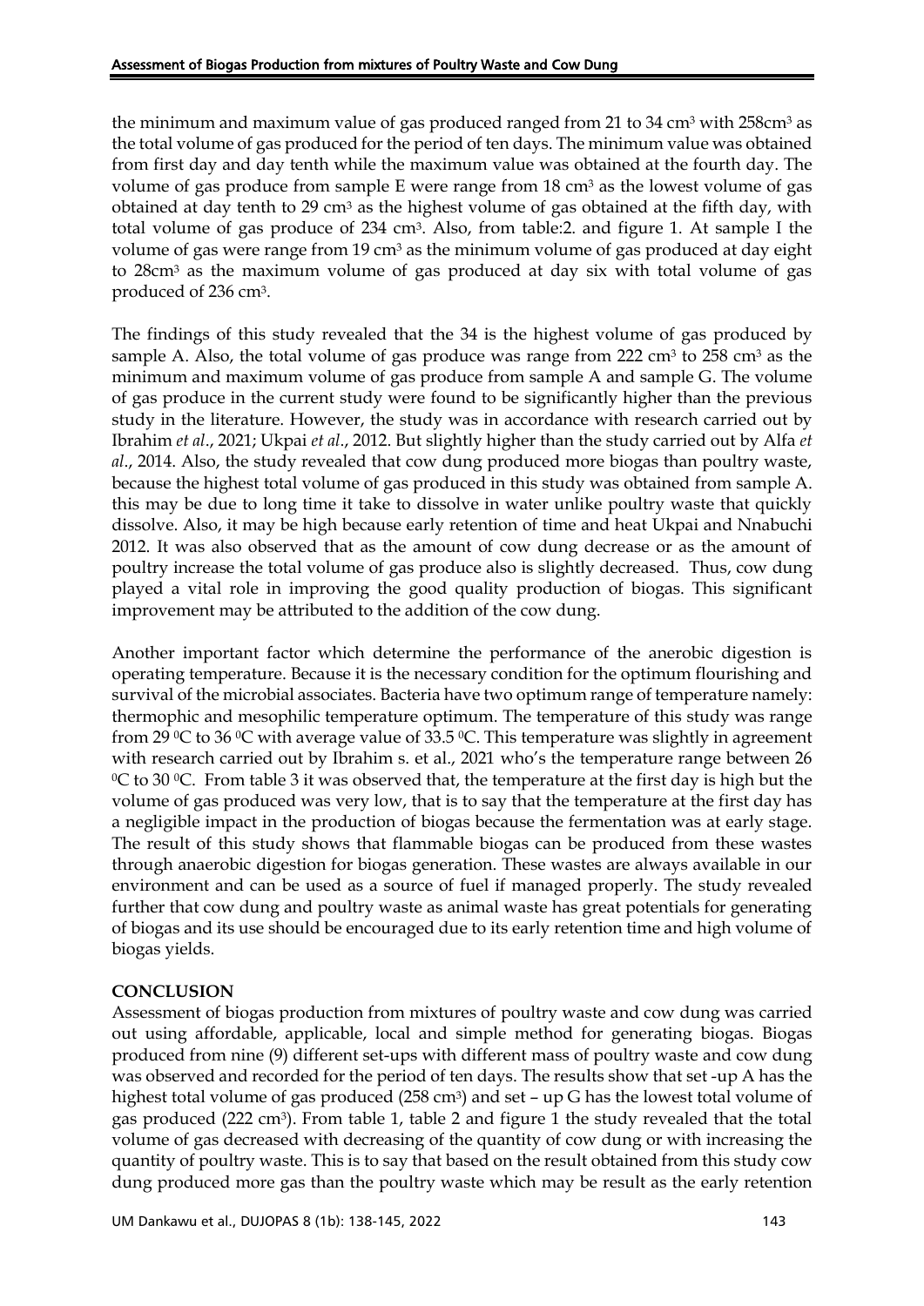the minimum and maximum value of gas produced ranged from 21 to 34 $cm^3$ with 258$cm^3$ as the total volume of gas produced for the period of ten days. The minimum value was obtained from first day and day tenth while the maximum value was obtained at the fourth day. The volume of gas produce from sample E were range from 18 $cm^3$ as the lowest volume of gas obtained at day tenth to 29 $cm^3$ as the highest volume of gas obtained at the fifth day, with total volume of gas produce of 234 $cm^3$. Also, from table:2. and figure 1. At sample I the volume of gas were range from 19 $cm^3$ as the minimum volume of gas produced at day eight to 28$cm^3$ as the maximum volume of gas produced at day six with total volume of gas produced of 236 $cm^3$.

The findings of this study revealed that the 34 is the highest volume of gas produced by sample A. Also, the total volume of gas produce was range from 222 $cm^3$ to 258 $cm^3$ as the minimum and maximum volume of gas produce from sample A and sample G. The volume of gas produce in the current study were found to be significantly higher than the previous study in the literature. However, the study was in accordance with research carried out by Ibrahim *et al*., 2021; Ukpai *et al*., 2012. But slightly higher than the study carried out by Alfa *et al*., 2014. Also, the study revealed that cow dung produced more biogas than poultry waste, because the highest total volume of gas produced in this study was obtained from sample A. this may be due to long time it take to dissolve in water unlike poultry waste that quickly dissolve. Also, it may be high because early retention of time and heat Ukpai and Nnabuchi 2012. It was also observed that as the amount of cow dung decrease or as the amount of poultry increase the total volume of gas produce also is slightly decreased. Thus, cow dung played a vital role in improving the good quality production of biogas. This significant improvement may be attributed to the addition of the cow dung.

Another important factor which determine the performance of the anerobic digestion is operating temperature. Because it is the necessary condition for the optimum flourishing and survival of the microbial associates. Bacteria have two optimum range of temperature namely: thermophic and mesophilic temperature optimum. The temperature of this study was range from 29 $^0$C to 36 $^0$C with average value of 33.5 $^0$C. This temperature was slightly in agreement with research carried out by Ibrahim s. et al., 2021 who's the temperature range between 26 $^0$C to 30 $^0$C. From table 3 it was observed that, the temperature at the first day is high but the volume of gas produced was very low, that is to say that the temperature at the first day has a negligible impact in the production of biogas because the fermentation was at early stage. The result of this study shows that flammable biogas can be produced from these wastes through anaerobic digestion for biogas generation. These wastes are always available in our environment and can be used as a source of fuel if managed properly. The study revealed further that cow dung and poultry waste as animal waste has great potentials for generating of biogas and its use should be encouraged due to its early retention time and high volume of biogas yields.

## CONCLUSION

Assessment of biogas production from mixtures of poultry waste and cow dung was carried out using affordable, applicable, local and simple method for generating biogas. Biogas produced from nine (9) different set-ups with different mass of poultry waste and cow dung was observed and recorded for the period of ten days. The results show that set -up A has the highest total volume of gas produced (258 $cm^3$) and set – up G has the lowest total volume of gas produced (222 $cm^3$). From table 1, table 2 and figure 1 the study revealed that the total volume of gas decreased with decreasing of the quantity of cow dung or with increasing the quantity of poultry waste. This is to say that based on the result obtained from this study cow dung produced more gas than the poultry waste which may be result as the early retention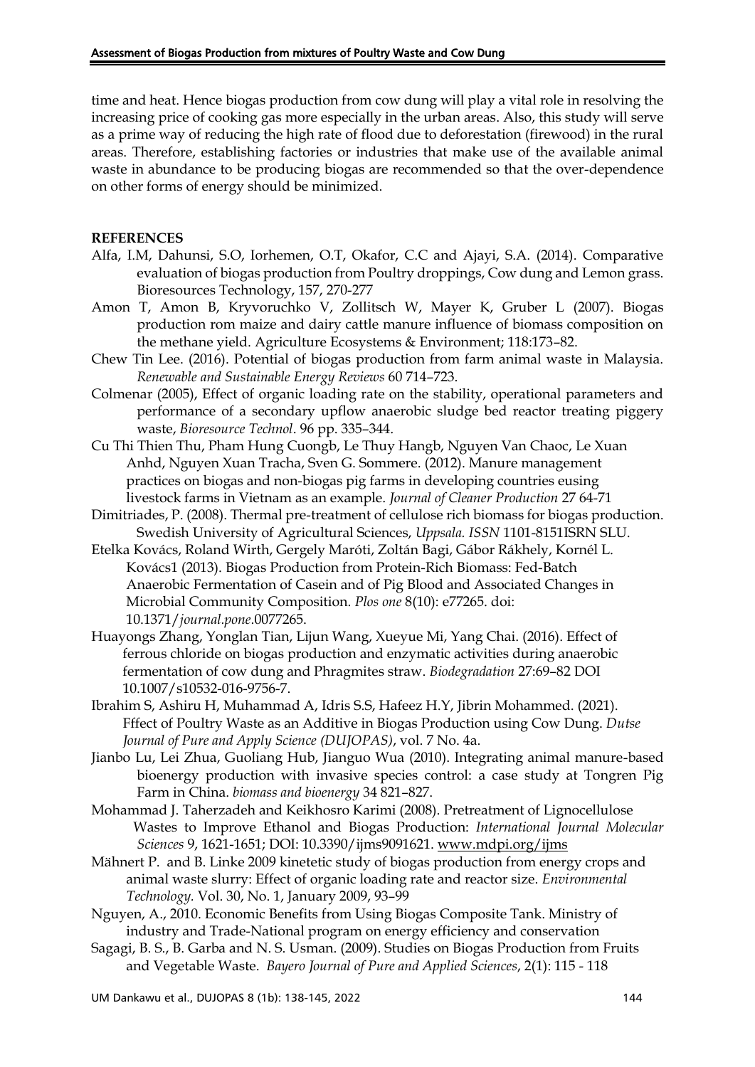time and heat. Hence biogas production from cow dung will play a vital role in resolving the increasing price of cooking gas more especially in the urban areas. Also, this study will serve as a prime way of reducing the high rate of flood due to deforestation (firewood) in the rural areas. Therefore, establishing factories or industries that make use of the available animal waste in abundance to be producing biogas are recommended so that the over-dependence on other forms of energy should be minimized.

**REFERENCES**

Alfa, I.M, Dahunsi, S.O, Iorhemen, O.T, Okafor, C.C and Ajayi, S.A. (2014). Comparative evaluation of biogas production from Poultry droppings, Cow dung and Lemon grass. Bioresources Technology, 157, 270-277

Amon T, Amon B, Kryvoruchko V, Zollitsch W, Mayer K, Gruber L (2007). Biogas production rom maize and dairy cattle manure influence of biomass composition on the methane yield. Agriculture Ecosystems & Environment; 118:173–82.

Chew Tin Lee. (2016). Potential of biogas production from farm animal waste in Malaysia. *Renewable and Sustainable Energy Reviews* 60 714–723.

Colmenar (2005), Effect of organic loading rate on the stability, operational parameters and performance of a secondary upflow anaerobic sludge bed reactor treating piggery waste, *Bioresource Technol*. 96 pp. 335–344.

Cu Thi Thien Thu, Pham Hung Cuongb, Le Thuy Hangb, Nguyen Van Chaoc, Le Xuan Anhd, Nguyen Xuan Tracha, Sven G. Sommere. (2012). Manure management practices on biogas and non-biogas pig farms in developing countries eusing livestock farms in Vietnam as an example. *Journal of Cleaner Production* 27 64-71

Dimitriades, P. (2008). Thermal pre-treatment of cellulose rich biomass for biogas production. Swedish University of Agricultural Sciences, *Uppsala. ISSN* 1101-8151ISRN SLU.

Etelka Kovács, Roland Wirth, Gergely Maróti, Zoltán Bagi, Gábor Rákhely, Kornél L. Kovács1 (2013). Biogas Production from Protein-Rich Biomass: Fed-Batch Anaerobic Fermentation of Casein and of Pig Blood and Associated Changes in Microbial Community Composition. *Plos one* 8(10): e77265. doi: 10.1371/*journal.pone*.0077265.

Huayongs Zhang, Yonglan Tian, Lijun Wang, Xueyue Mi, Yang Chai. (2016). Effect of ferrous chloride on biogas production and enzymatic activities during anaerobic fermentation of cow dung and Phragmites straw. *Biodegradation* 27:69–82 DOI 10.1007/s10532-016-9756-7.

Ibrahim S, Ashiru H, Muhammad A, Idris S.S, Hafeez H.Y, Jibrin Mohammed. (2021). Fffect of Poultry Waste as an Additive in Biogas Production using Cow Dung. *Dutse Journal of Pure and Apply Science (DUJOPAS)*, vol. 7 No. 4a.

Jianbo Lu, Lei Zhua, Guoliang Hub, Jianguo Wua (2010). Integrating animal manure-based bioenergy production with invasive species control: a case study at Tongren Pig Farm in China. *biomass and bioenergy* 34 821–827.

Mohammad J. Taherzadeh and Keikhosro Karimi (2008). Pretreatment of Lignocellulose Wastes to Improve Ethanol and Biogas Production: *International Journal Molecular Sciences* 9, 1621-1651; DOI: 10.3390/ijms9091621. www.mdpi.org/ijms

Mähnert P. and B. Linke 2009 kinetetic study of biogas production from energy crops and animal waste slurry: Effect of organic loading rate and reactor size. *Environmental Technology.* Vol. 30, No. 1, January 2009, 93–99

Nguyen, A., 2010. Economic Benefits from Using Biogas Composite Tank. Ministry of industry and Trade-National program on energy efficiency and conservation

Sagagi, B. S., B. Garba and N. S. Usman. (2009). Studies on Biogas Production from Fruits and Vegetable Waste. *Bayero Journal of Pure and Applied Sciences*, 2(1): 115 - 118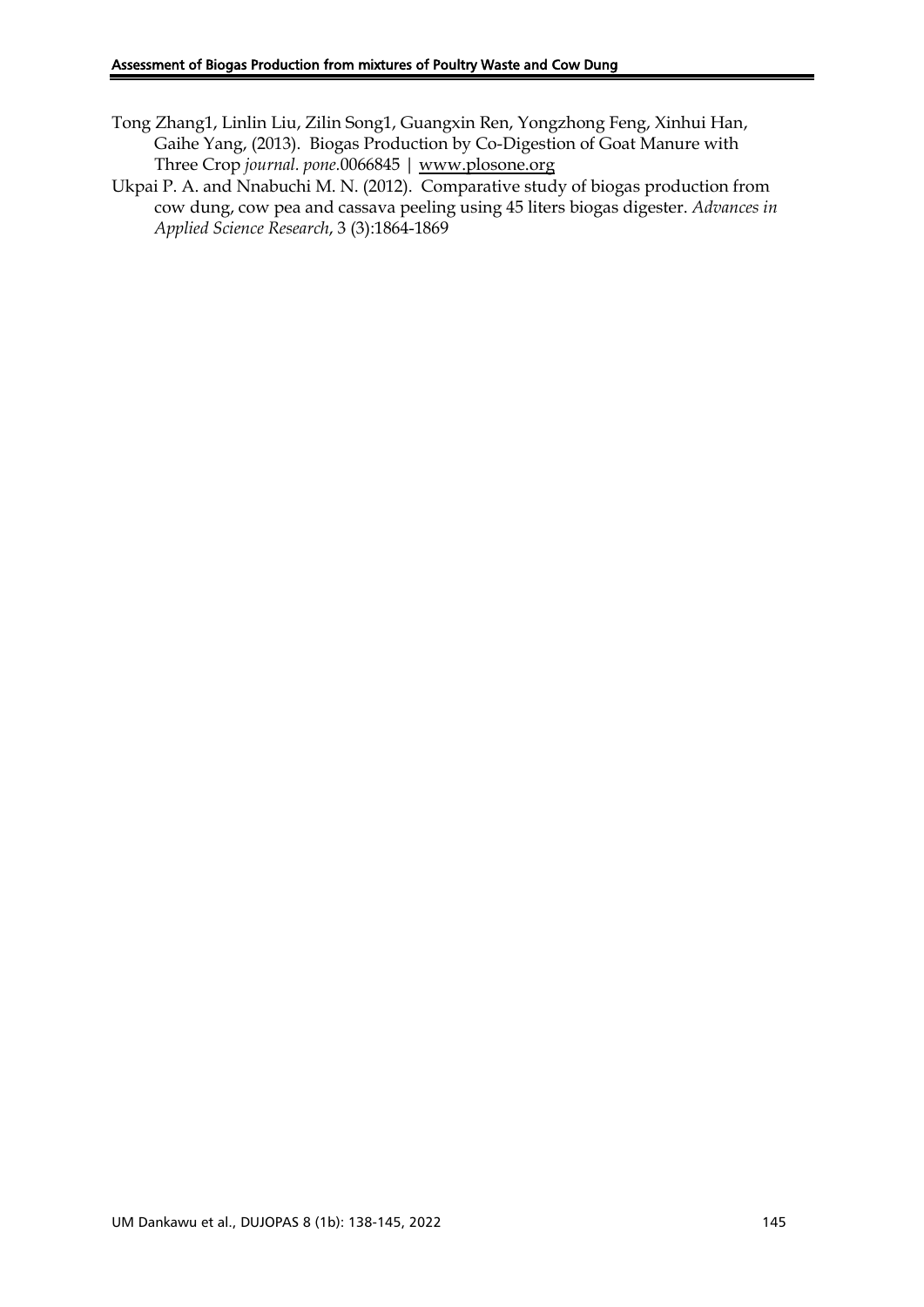Tong Zhang1, Linlin Liu, Zilin Song1, Guangxin Ren, Yongzhong Feng, Xinhui Han, Gaihe Yang, (2013). Biogas Production by Co-Digestion of Goat Manure with Three Crop *journal. pone.*0066845 | www.plosone.org

Ukpai P. A. and Nnabuchi M. N. (2012). Comparative study of biogas production from cow dung, cow pea and cassava peeling using 45 liters biogas digester. *Advances in Applied Science Research*, 3 (3):1864-1869